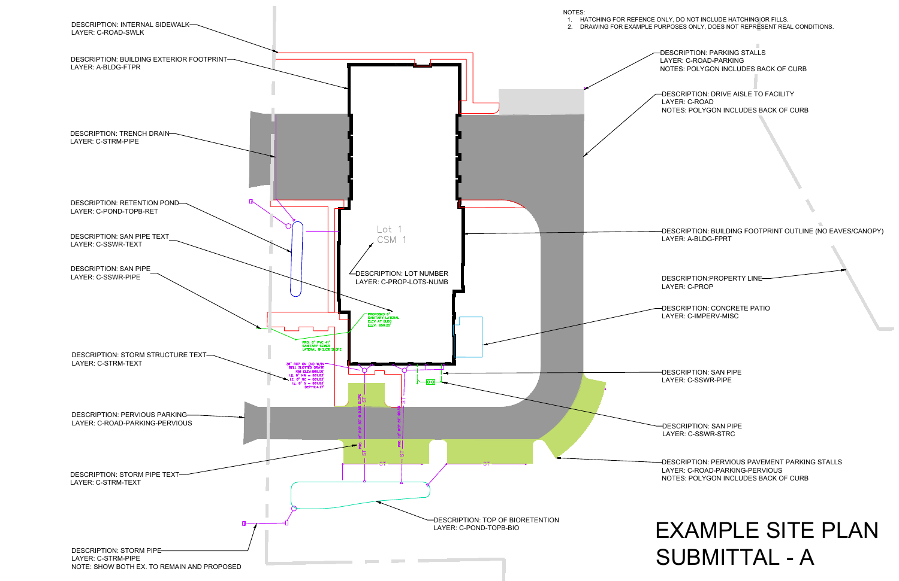NOTES:

1. HATCHING FOR REFENCE ONLY, DO NOT INCLUDE HATCHING OR FILLS.
2. DRAWING FOR EXAMPLE PURPOSES ONLY, DOES NOT REPRESENT REAL CONDITIONS.

DESCRIPTION: INTERNAL SIDEWALK
LAYER: C-ROAD-SWLK

DESCRIPTION: BUILDING EXTERIOR FOOTPRINT
LAYER: A-BLDG-FTPR

DESCRIPTION: TRENCH DRAIN
LAYER: C-STRM-PIPE

DESCRIPTION: RETENTION POND
LAYER: C-POND-TOPB-RET

DESCRIPTION: SAN PIPE TEXT
LAYER: C-SSWR-TEXT

DESCRIPTION: SAN PIPE
LAYER: C-SSWR-PIPE

DESCRIPTION: STORM STRUCTURE TEXT
LAYER: C-STRM-TEXT

DESCRIPTION: PERVIOUS PARKING
LAYER: C-ROAD-PARKING-PERVIOUS

DESCRIPTION: STORM PIPE TEXT
LAYER: C-STRM-TEXT

DESCRIPTION: STORM PIPE
LAYER: C-STRM-PIPE
NOTE: SHOW BOTH EX. TO REMAIN AND PROPOSED

DESCRIPTION: PARKING STALLS
LAYER: C-ROAD-PARKING
NOTES: POLYGON INCLUDES BACK OF CURB

DESCRIPTION: DRIVE AISLE TO FACILITY
LAYER: C-ROAD
NOTES: POLYGON INCLUDES BACK OF CURB

Lot 1
CSM 1

DESCRIPTION: LOT NUMBER
LAYER: C-PROP-LOTS-NUMB

DESCRIPTION: BUILDING FOOTPRINT OUTLINE (NO EAVES/CANOPY)
LAYER: A-BLDG-FPRT

DESCRIPTION:PROPERTY LINE
LAYER: C-PROP

DESCRIPTION: CONCRETE PATIO
LAYER: C-IMPERV-MISC

DESCRIPTION: SAN PIPE
LAYER: C-SSWR-PIPE

DESCRIPTION: SAN PIPE
LAYER: C-SSWR-STRC

DESCRIPTION: PERVIOUS PAVEMENT PARKING STALLS
LAYER: C-ROAD-PARKING-PERVIOUS
NOTES: POLYGON INCLUDES BACK OF CURB

DESCRIPTION: TOP OF BIORETENTION
LAYER: C-POND-TOPB-BIO

PROPOSED 6" SANITARY LATERAL ELEV AT BLDG ELEV: 859.25'

PRO. 6" PVC 41' SANITARY SEWER LATERAL @ 2.0% SLOPE

36" RCP ON END W/N BELL SLOTTED GRATE
RIM ELEV: 866.00'
I.E. 6" NW = 861.83'
I.E. 6" NE = 861.83'
I.E. 8" S = 861.83'
DEPTH: 4.17'

PRO. 12" RCP 83' @ 0.5% SLOPE

PRO. 12" RCP 85' @0.5%

ST

# EXAMPLE SITE PLAN SUBMITTAL - A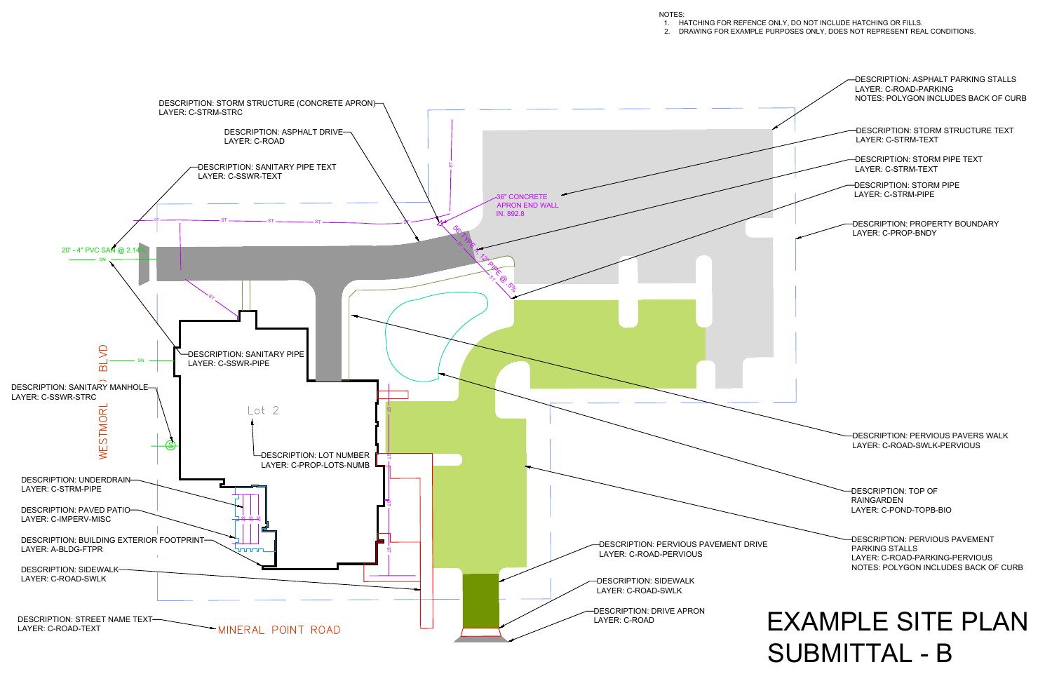NOTES:

1. HATCHING FOR REFENCE ONLY, DO NOT INCLUDE HATCHING OR FILLS.
2. DRAWING FOR EXAMPLE PURPOSES ONLY, DOES NOT REPRESENT REAL CONDITIONS.

DESCRIPTION: STORM STRUCTURE (CONCRETE APRON)
LAYER: C-STRM-STRC

DESCRIPTION: ASPHALT DRIVE
LAYER: C-ROAD

DESCRIPTION: SANITARY PIPE TEXT
LAYER: C-SSWR-TEXT

DESCRIPTION: ASPHALT PARKING STALLS
LAYER: C-ROAD-PARKING
NOTES: POLYGON INCLUDES BACK OF CURB

DESCRIPTION: STORM STRUCTURE TEXT
LAYER: C-STRM-TEXT

DESCRIPTION: STORM PIPE TEXT
LAYER: C-STRM-TEXT

DESCRIPTION: STORM PIPE
LAYER: C-STRM-PIPE

DESCRIPTION: PROPERTY BOUNDARY
LAYER: C-PROP-BNDY

36" CONCRETE
APRON END WALL
IN. 892.8

56' TYPE III, 12" PIPE @ .5%

20' - 4" PVC SAN @ 2.14%

WESTMORLAND BLVD

DESCRIPTION: SANITARY PIPE
LAYER: C-SSWR-PIPE

DESCRIPTION: SANITARY MANHOLE
LAYER: C-SSWR-STRC

Lot 2

DESCRIPTION: LOT NUMBER
LAYER: C-PROP-LOTS-NUMB

DESCRIPTION: PERVIOUS PAVERS WALK
LAYER: C-ROAD-SWLK-PERVIOUS

DESCRIPTION: TOP OF RAINGARDEN
LAYER: C-POND-TOPB-BIO

DESCRIPTION: PERVIOUS PAVEMENT PARKING STALLS
LAYER: C-ROAD-PARKING-PERVIOUS
NOTES: POLYGON INCLUDES BACK OF CURB

DESCRIPTION: UNDERDRAIN
LAYER: C-STRM-PIPE

DESCRIPTION: PAVED PATIO
LAYER: C-IMPERV-MISC

DESCRIPTION: BUILDING EXTERIOR FOOTPRINT
LAYER: A-BLDG-FTPR

DESCRIPTION: SIDEWALK
LAYER: C-ROAD-SWLK

DESCRIPTION: PERVIOUS PAVEMENT DRIVE
LAYER: C-ROAD-PERVIOUS

DESCRIPTION: SIDEWALK
LAYER: C-ROAD-SWLK

DESCRIPTION: DRIVE APRON
LAYER: C-ROAD

DESCRIPTION: STREET NAME TEXT
LAYER: C-ROAD-TEXT

MINERAL POINT ROAD

# EXAMPLE SITE PLAN SUBMITTAL - B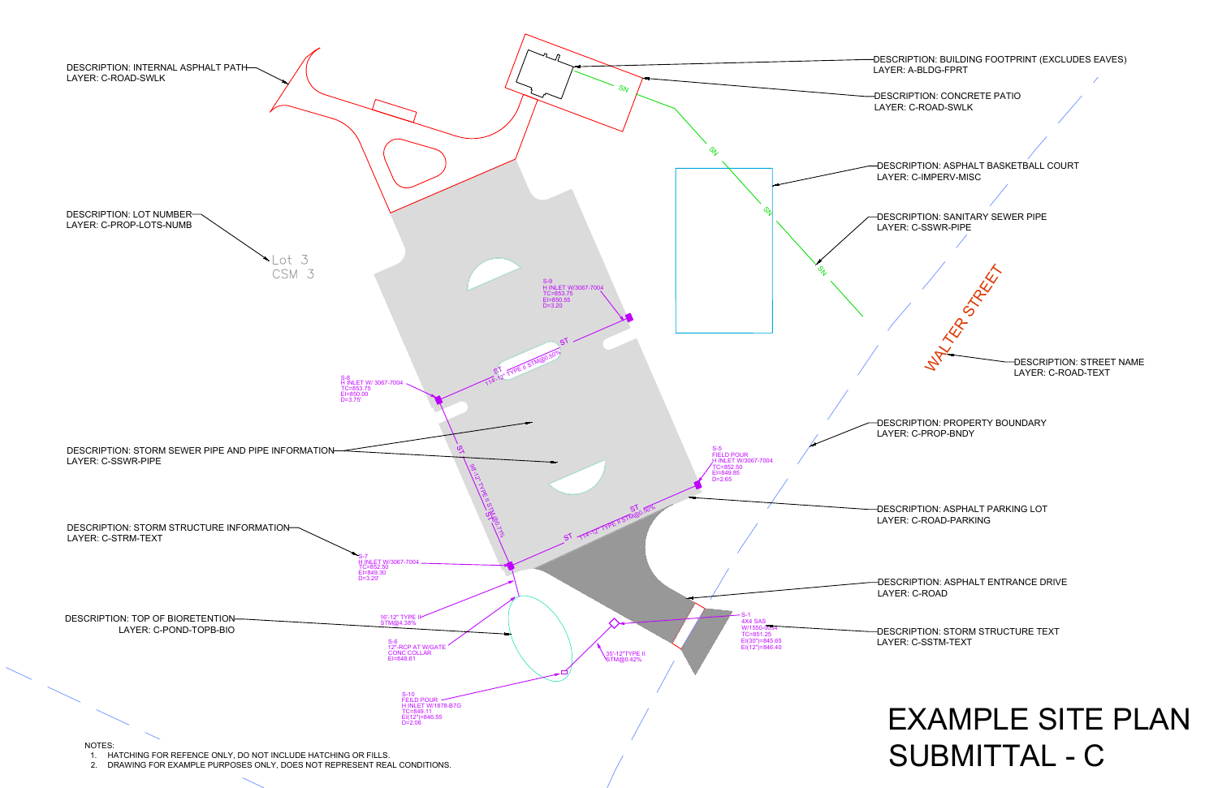# EXAMPLE SITE PLAN SUBMITTAL - C

DESCRIPTION: INTERNAL ASPHALT PATH
LAYER: C-ROAD-SWLK

DESCRIPTION: BUILDING FOOTPRINT (EXCLUDES EAVES)
LAYER: A-BLDG-FPRT

DESCRIPTION: CONCRETE PATIO
LAYER: C-ROAD-SWLK

DESCRIPTION: ASPHALT BASKETBALL COURT
LAYER: C-IMPERV-MISC

DESCRIPTION: LOT NUMBER
LAYER: C-PROP-LOTS-NUMB

DESCRIPTION: SANITARY SEWER PIPE
LAYER: C-SSWR-PIPE

DESCRIPTION: STREET NAME
LAYER: C-ROAD-TEXT

DESCRIPTION: PROPERTY BOUNDARY
LAYER: C-PROP-BNDY

DESCRIPTION: STORM SEWER PIPE AND PIPE INFORMATION
LAYER: C-SSWR-PIPE

DESCRIPTION: ASPHALT PARKING LOT
LAYER: C-ROAD-PARKING

DESCRIPTION: STORM STRUCTURE INFORMATION
LAYER: C-STRM-TEXT

DESCRIPTION: ASPHALT ENTRANCE DRIVE
LAYER: C-ROAD

DESCRIPTION: TOP OF BIORETENTION
LAYER: C-POND-TOPB-BIO

DESCRIPTION: STORM STRUCTURE TEXT
LAYER: C-SSTM-TEXT

Lot 3
CSM 3

WALTER STREET

SN

S-9
H INLET W/3067-7004
TC=853.75
EI=850.55
D=3.20

S-8
H INLET W/ 3067-7004
TC=853.75
EI=850.00
D=3.75'

114'-12" TYPE II STM@0.50%

98'-12" TYPE II STM@0.71%

S-5
FIELD POUR
H INLET W/3067-7004
TC=852.50
EI=849.85
D=2.65

114'-12" TYPE II STM@0.50%

S-7
H INLET W/3067-7004
TC=852.50
EI=849.30
D=3.20'

16'-12" TYPE II
STM@4.38%

S-6
12" RCP AT W/GATE
CONC COLLAR
EI=848.61

S-1
4X4 SAS
W/1550-0264
TC=851.25
EI(30")=845.65
EI(12")=846.40

35'-12" TYPE II
STM@0.42%

S-10
FEILD POUR
H INLET W/1878-B7G
TC=849.11
EI(12")=846.55
D=2.06

NOTES:
1. HATCHING FOR REFENCE ONLY, DO NOT INCLUDE HATCHING OR FILLS.
2. DRAWING FOR EXAMPLE PURPOSES ONLY, DOES NOT REPRESENT REAL CONDITIONS.